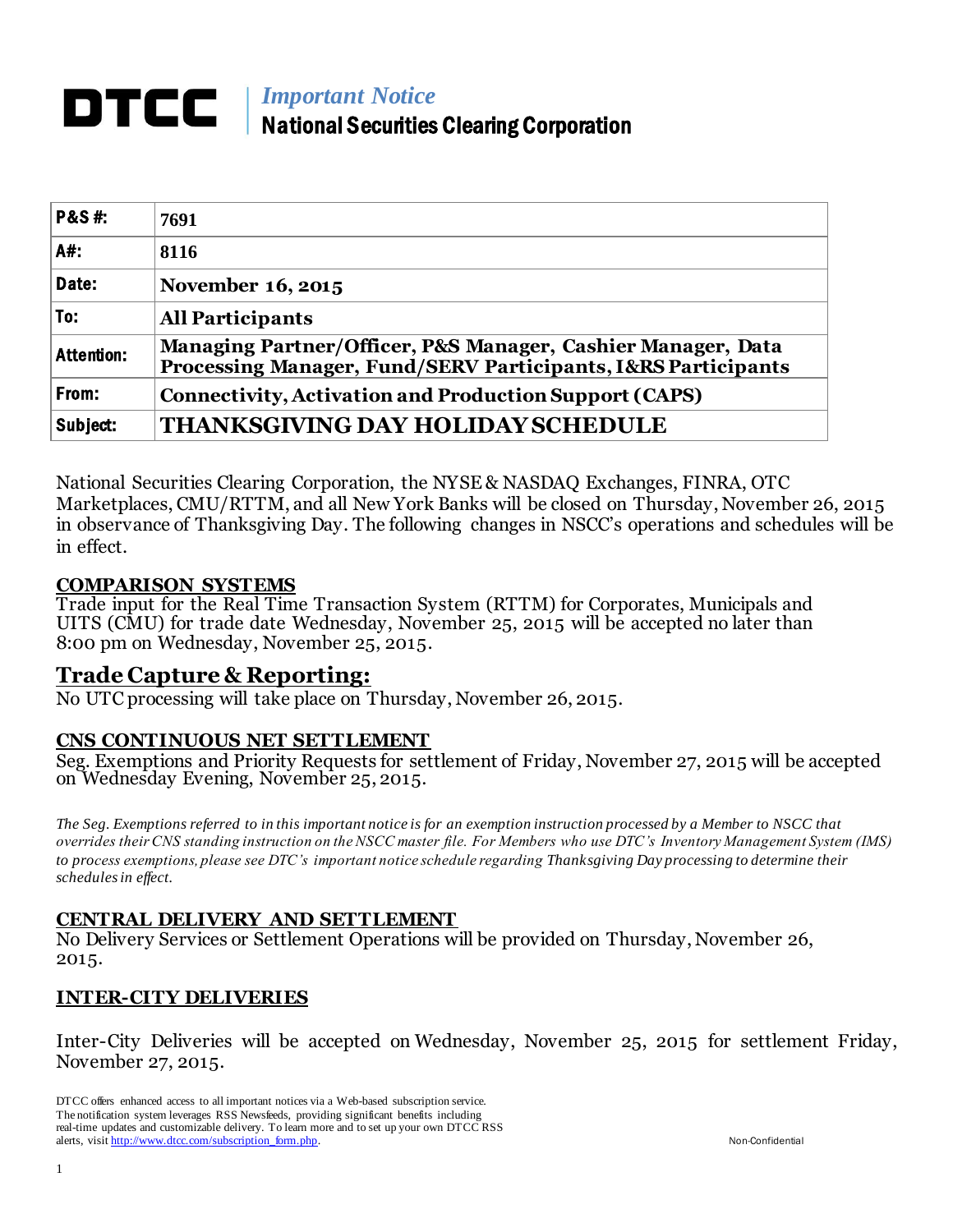# DTCC | *Important Notice*
## National Securities Clearing Corporation

| | |
|---|---|
| **P&S #:** | 7691 |
| **A#:** | 8116 |
| **Date:** | **November 16, 2015** |
| **To:** | **All Participants** |
| **Attention:** | **Managing Partner/Officer, P&S Manager, Cashier Manager, Data Processing Manager, Fund/SERV Participants, I&RS Participants** |
| **From:** | **Connectivity, Activation and Production Support (CAPS)** |
| **Subject:** | **THANKSGIVING DAY HOLIDAY SCHEDULE** |

National Securities Clearing Corporation, the NYSE & NASDAQ Exchanges, FINRA, OTC Marketplaces, CMU/RTTM, and all New York Banks will be closed on Thursday, November 26, 2015 in observance of Thanksgiving Day. The following changes in NSCC's operations and schedules will be in effect.

### COMPARISON SYSTEMS

Trade input for the Real Time Transaction System (RTTM) for Corporates, Municipals and UITS (CMU) for trade date Wednesday, November 25, 2015 will be accepted no later than 8:00 pm on Wednesday, November 25, 2015.

## Trade Capture & Reporting:

No UTC processing will take place on Thursday, November 26, 2015.

### CNS CONTINUOUS NET SETTLEMENT

Seg. Exemptions and Priority Requests for settlement of Friday, November 27, 2015 will be accepted on Wednesday Evening, November 25, 2015.

*The Seg. Exemptions referred to in this important notice is for an exemption instruction processed by a Member to NSCC that overrides their CNS standing instruction on the NSCC master file. For Members who use DTC's Inventory Management System (IMS) to process exemptions, please see DTC's important notice schedule regarding Thanksgiving Day processing to determine their schedules in effect.*

### CENTRAL DELIVERY AND SETTLEMENT

No Delivery Services or Settlement Operations will be provided on Thursday, November 26, 2015.

### INTER-CITY DELIVERIES

Inter-City Deliveries will be accepted on Wednesday, November 25, 2015 for settlement Friday, November 27, 2015.

DTCC offers enhanced access to all important notices via a Web-based subscription service. The notification system leverages RSS Newsfeeds, providing significant benefits including real-time updates and customizable delivery. To learn more and to set up your own DTCC RSS alerts, visit http://www.dtcc.com/subscription_form.php.

Non-Confidential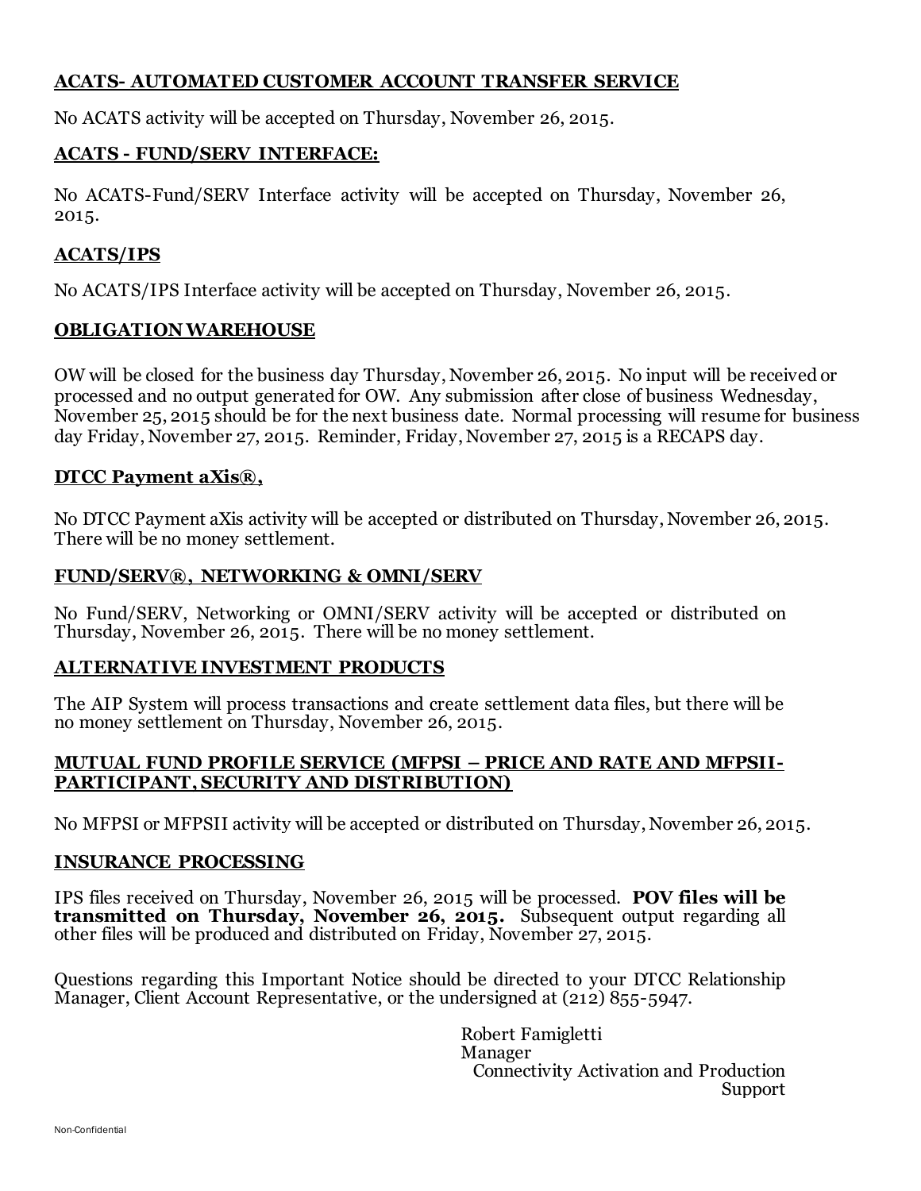## ACATS- AUTOMATED CUSTOMER ACCOUNT TRANSFER SERVICE

No ACATS activity will be accepted on Thursday, November 26, 2015.

## ACATS - FUND/SERV INTERFACE:

No ACATS-Fund/SERV Interface activity will be accepted on Thursday, November 26, 2015.

## ACATS/IPS

No ACATS/IPS Interface activity will be accepted on Thursday, November 26, 2015.

## OBLIGATION WAREHOUSE

OW will be closed for the business day Thursday, November 26, 2015. No input will be received or processed and no output generated for OW. Any submission after close of business Wednesday, November 25, 2015 should be for the next business date. Normal processing will resume for business day Friday, November 27, 2015. Reminder, Friday, November 27, 2015 is a RECAPS day.

## DTCC Payment aXis®,

No DTCC Payment aXis activity will be accepted or distributed on Thursday, November 26, 2015. There will be no money settlement.

## FUND/SERV®, NETWORKING & OMNI/SERV

No Fund/SERV, Networking or OMNI/SERV activity will be accepted or distributed on Thursday, November 26, 2015. There will be no money settlement.

## ALTERNATIVE INVESTMENT PRODUCTS

The AIP System will process transactions and create settlement data files, but there will be no money settlement on Thursday, November 26, 2015.

## MUTUAL FUND PROFILE SERVICE (MFPSI – PRICE AND RATE AND MFPSII-PARTICIPANT, SECURITY AND DISTRIBUTION)

No MFPSI or MFPSII activity will be accepted or distributed on Thursday, November 26, 2015.

## INSURANCE PROCESSING

IPS files received on Thursday, November 26, 2015 will be processed. **POV files will be transmitted on Thursday, November 26, 2015.** Subsequent output regarding all other files will be produced and distributed on Friday, November 27, 2015.

Questions regarding this Important Notice should be directed to your DTCC Relationship Manager, Client Account Representative, or the undersigned at (212) 855-5947.

Robert Famigletti
Manager
Connectivity Activation and Production Support

Non-Confidential